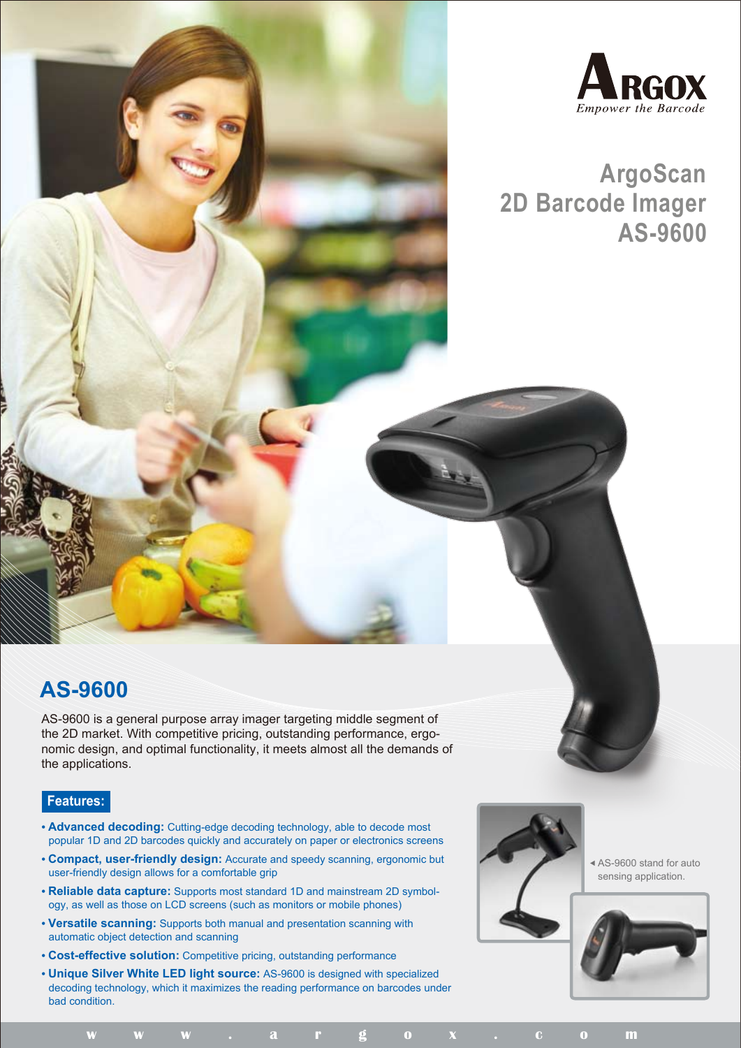**ARGOX**
*Empower the Barcode*

# ArgoScan 2D Barcode Imager AS-9600

## AS-9600

AS-9600 is a general purpose array imager targeting middle segment of the 2D market. With competitive pricing, outstanding performance, ergonomic design, and optimal functionality, it meets almost all the demands of the applications.

### Features:

- **Advanced decoding:** Cutting-edge decoding technology, able to decode most popular 1D and 2D barcodes quickly and accurately on paper or electronics screens
- **Compact, user-friendly design:** Accurate and speedy scanning, ergonomic but user-friendly design allows for a comfortable grip
- **Reliable data capture:** Supports most standard 1D and mainstream 2D symbology, as well as those on LCD screens (such as monitors or mobile phones)
- **Versatile scanning:** Supports both manual and presentation scanning with automatic object detection and scanning
- **Cost-effective solution:** Competitive pricing, outstanding performance
- **Unique Silver White LED light source:** AS-9600 is designed with specialized decoding technology, which it maximizes the reading performance on barcodes under bad condition.

◂ AS-9600 stand for auto sensing application.

www.argox.com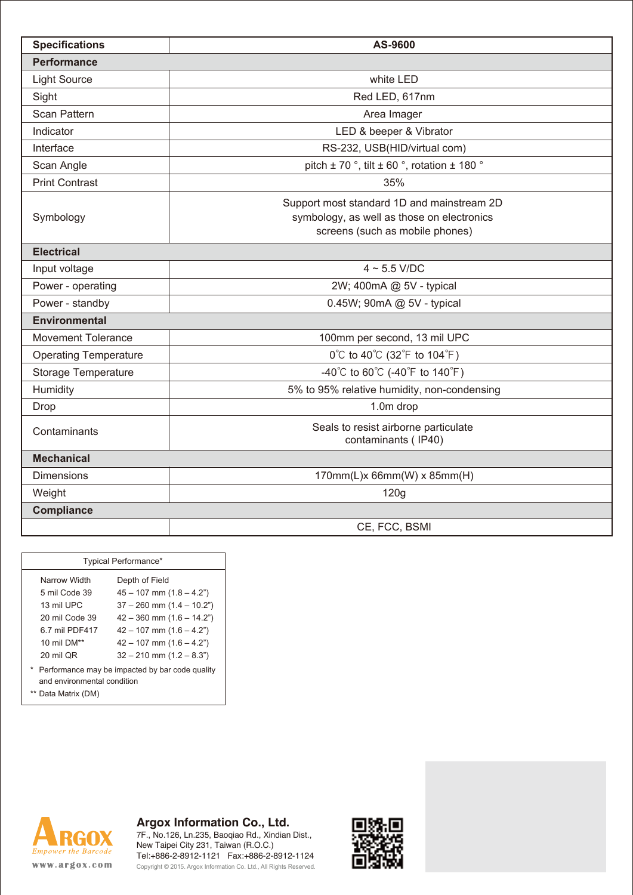| Specifications | AS-9600 |
|---|---|
| **Performance** | |
| Light Source | white LED |
| Sight | Red LED, 617nm |
| Scan Pattern | Area Imager |
| Indicator | LED & beeper & Vibrator |
| Interface | RS-232, USB(HID/virtual com) |
| Scan Angle | pitch ± 70 °, tilt ± 60 °, rotation ± 180 ° |
| Print Contrast | 35% |
| Symbology | Support most standard 1D and mainstream 2D symbology, as well as those on electronics screens (such as mobile phones) |
| **Electrical** | |
| Input voltage | 4 ~ 5.5 V/DC |
| Power - operating | 2W; 400mA @ 5V - typical |
| Power - standby | 0.45W; 90mA @ 5V - typical |
| **Environmental** | |
| Movement Tolerance | 100mm per second, 13 mil UPC |
| Operating Temperature | 0℃ to 40℃ (32℉ to 104℉) |
| Storage Temperature | -40℃ to 60℃ (-40℉ to 140℉) |
| Humidity | 5% to 95% relative humidity, non-condensing |
| Drop | 1.0m drop |
| Contaminants | Seals to resist airborne particulate contaminants ( IP40) |
| **Mechanical** | |
| Dimensions | 170mm(L)x 66mm(W) x 85mm(H) |
| Weight | 120g |
| **Compliance** | |
| | CE, FCC, BSMI |

Typical Performance*

| Narrow Width | Depth of Field |
|---|---|
| 5 mil Code 39 | 45 – 107 mm (1.8 – 4.2") |
| 13 mil UPC | 37 – 260 mm (1.4 – 10.2") |
| 20 mil Code 39 | 42 – 360 mm (1.6 – 14.2") |
| 6.7 mil PDF417 | 42 – 107 mm (1.6 – 4.2") |
| 10 mil DM** | 42 – 107 mm (1.6 – 4.2") |
| 20 mil QR | 32 – 210 mm (1.2 – 8.3") |

\* Performance may be impacted by bar code quality and environmental condition

** Data Matrix (DM)

ARGOX
Empower the Barcode
www.argox.com

**Argox Information Co., Ltd.**
7F., No.126, Ln.235, Baoqiao Rd., Xindian Dist., New Taipei City 231, Taiwan (R.O.C.)
Tel:+886-2-8912-1121 Fax:+886-2-8912-1124
Copyright © 2015. Argox Information Co. Ltd., All Rights Reserved.